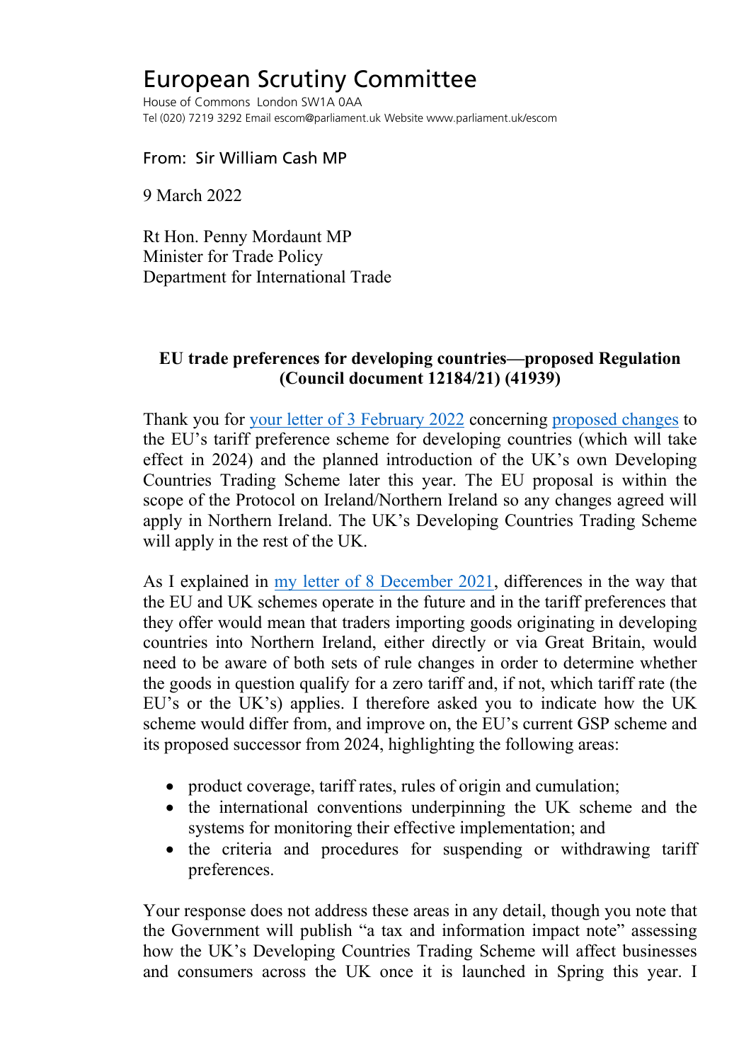# European Scrutiny Committee

House of Commons London SW1A 0AA
Tel (020) 7219 3292 Email escom@parliament.uk Website www.parliament.uk/escom

From: Sir William Cash MP

9 March 2022

Rt Hon. Penny Mordaunt MP
Minister for Trade Policy
Department for International Trade

**EU trade preferences for developing countries—proposed Regulation (Council document 12184/21) (41939)**

Thank you for your letter of 3 February 2022 concerning proposed changes to the EU's tariff preference scheme for developing countries (which will take effect in 2024) and the planned introduction of the UK's own Developing Countries Trading Scheme later this year. The EU proposal is within the scope of the Protocol on Ireland/Northern Ireland so any changes agreed will apply in Northern Ireland. The UK's Developing Countries Trading Scheme will apply in the rest of the UK.

As I explained in my letter of 8 December 2021, differences in the way that the EU and UK schemes operate in the future and in the tariff preferences that they offer would mean that traders importing goods originating in developing countries into Northern Ireland, either directly or via Great Britain, would need to be aware of both sets of rule changes in order to determine whether the goods in question qualify for a zero tariff and, if not, which tariff rate (the EU's or the UK's) applies. I therefore asked you to indicate how the UK scheme would differ from, and improve on, the EU's current GSP scheme and its proposed successor from 2024, highlighting the following areas:

- product coverage, tariff rates, rules of origin and cumulation;
- the international conventions underpinning the UK scheme and the systems for monitoring their effective implementation; and
- the criteria and procedures for suspending or withdrawing tariff preferences.

Your response does not address these areas in any detail, though you note that the Government will publish "a tax and information impact note" assessing how the UK's Developing Countries Trading Scheme will affect businesses and consumers across the UK once it is launched in Spring this year. I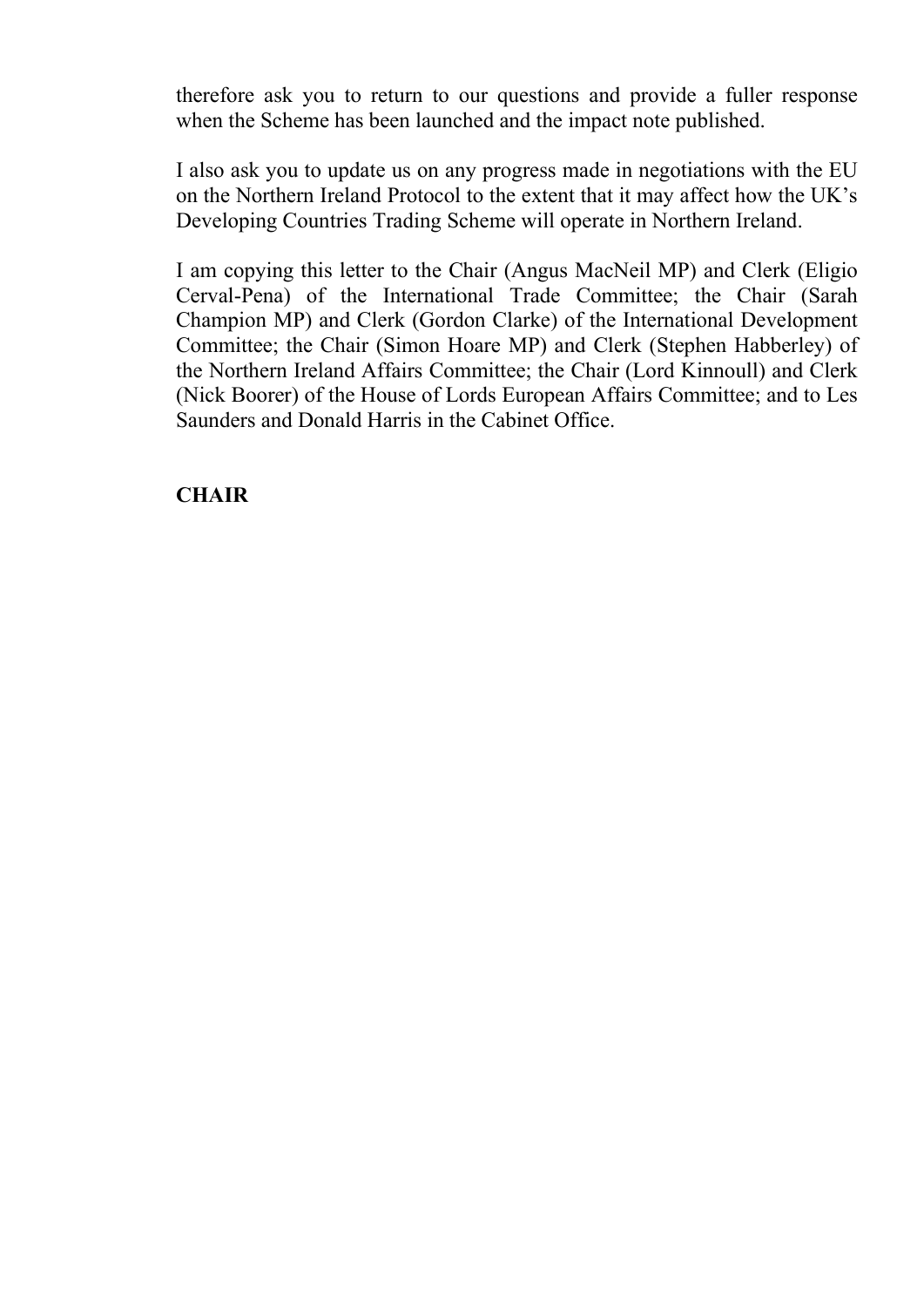therefore ask you to return to our questions and provide a fuller response when the Scheme has been launched and the impact note published.

I also ask you to update us on any progress made in negotiations with the EU on the Northern Ireland Protocol to the extent that it may affect how the UK's Developing Countries Trading Scheme will operate in Northern Ireland.

I am copying this letter to the Chair (Angus MacNeil MP) and Clerk (Eligio Cerval-Pena) of the International Trade Committee; the Chair (Sarah Champion MP) and Clerk (Gordon Clarke) of the International Development Committee; the Chair (Simon Hoare MP) and Clerk (Stephen Habberley) of the Northern Ireland Affairs Committee; the Chair (Lord Kinnoull) and Clerk (Nick Boorer) of the House of Lords European Affairs Committee; and to Les Saunders and Donald Harris in the Cabinet Office.

**CHAIR**